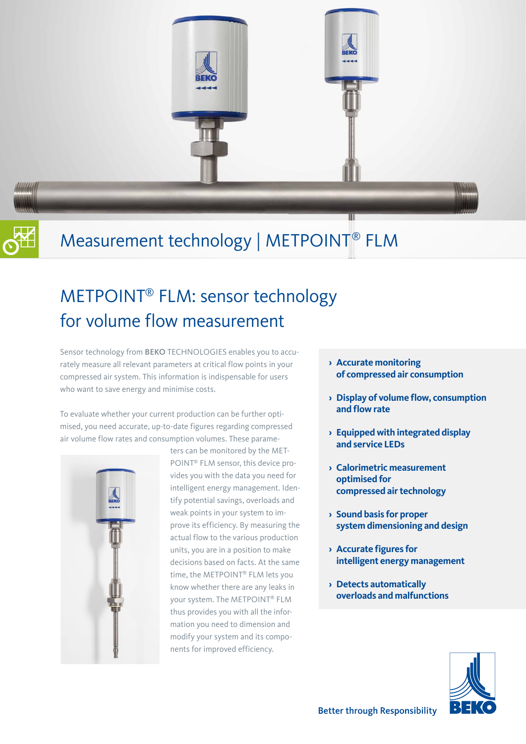# Measurement technology | METPOINT® FLM

## METPOINT® FLM: sensor technology for volume flow measurement

Sensor technology from **BEKO** TECHNOLOGIES enables you to accurately measure all relevant parameters at critical flow points in your compressed air system. This information is indispensable for users who want to save energy and minimise costs.

To evaluate whether your current production can be further optimised, you need accurate, up-to-date figures regarding compressed air volume flow rates and consumption volumes. These parameters can be monitored by the METPOINT® FLM sensor, this device provides you with the data you need for intelligent energy management. Identify potential savings, overloads and weak points in your system to improve its efficiency. By measuring the actual flow to the various production units, you are in a position to make decisions based on facts. At the same time, the METPOINT® FLM lets you know whether there are any leaks in your system. The METPOINT® FLM thus provides you with all the information you need to dimension and modify your system and its components for improved efficiency.

- **Accurate monitoring of compressed air consumption**
- **Display of volume flow, consumption and flow rate**
- **Equipped with integrated display and service LEDs**
- **Calorimetric measurement optimised for compressed air technology**
- **Sound basis for proper system dimensioning and design**
- **Accurate figures for intelligent energy management**
- **Detects automatically overloads and malfunctions**

Better through Responsibility

BEKO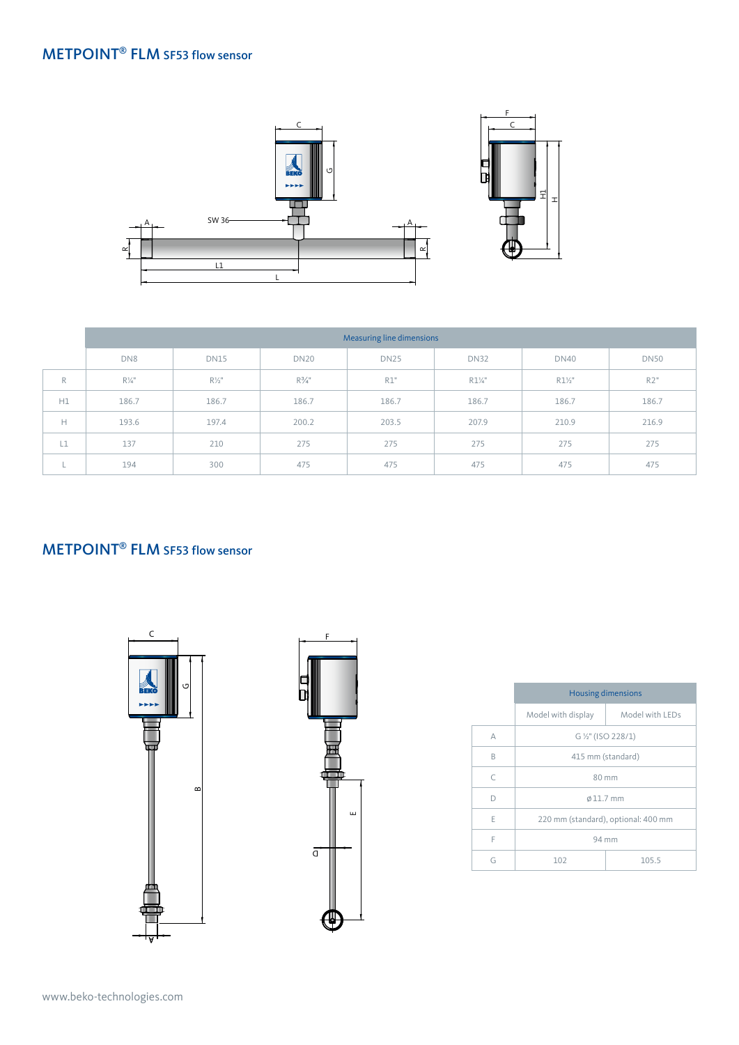## METPOINT® FLM SF53 flow sensor

| | Measuring line dimensions | | | | | | |
|---|---|---|---|---|---|---|---|
| | DN8 | DN15 | DN20 | DN25 | DN32 | DN40 | DN50 |
| R | R¼" | R½" | R¾" | R1" | R1¼" | R1½" | R2" |
| H1 | 186.7 | 186.7 | 186.7 | 186.7 | 186.7 | 186.7 | 186.7 |
| H | 193.6 | 197.4 | 200.2 | 203.5 | 207.9 | 210.9 | 216.9 |
| L1 | 137 | 210 | 275 | 275 | 275 | 275 | 275 |
| L | 194 | 300 | 475 | 475 | 475 | 475 | 475 |

## METPOINT® FLM SF53 flow sensor

| | Housing dimensions | |
|---|---|---|
| | Model with display | Model with LEDs |
| A | G ½" (ISO 228/1) | |
| B | 415 mm (standard) | |
| C | 80 mm | |
| D | ø 11.7 mm | |
| E | 220 mm (standard), optional: 400 mm | |
| F | 94 mm | |
| G | 102 | 105.5 |

www.beko-technologies.com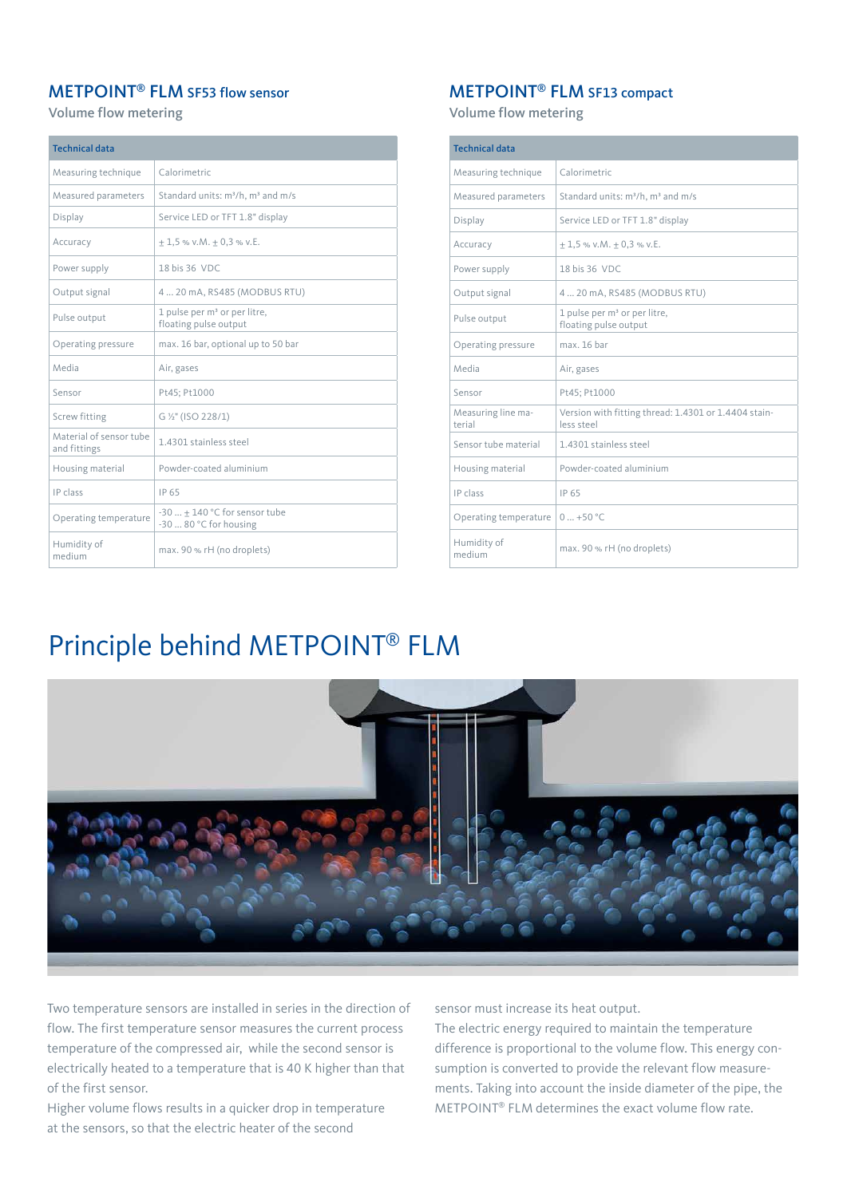## METPOINT® FLM SF53 flow sensor

Volume flow metering

| Technical data | |
|---|---|
| Measuring technique | Calorimetric |
| Measured parameters | Standard units: m³/h, m³ and m/s |
| Display | Service LED or TFT 1.8" display |
| Accuracy | ± 1,5 % v.M. ± 0,3 % v.E. |
| Power supply | 18 bis 36 VDC |
| Output signal | 4 ... 20 mA, RS485 (MODBUS RTU) |
| Pulse output | 1 pulse per m³ or per litre, floating pulse output |
| Operating pressure | max. 16 bar, optional up to 50 bar |
| Media | Air, gases |
| Sensor | Pt45; Pt1000 |
| Screw fitting | G ½" (ISO 228/1) |
| Material of sensor tube and fittings | 1.4301 stainless steel |
| Housing material | Powder-coated aluminium |
| IP class | IP 65 |
| Operating temperature | -30 ... + 140 °C for sensor tube<br>-30 ... 80 °C for housing |
| Humidity of medium | max. 90 % rH (no droplets) |

## METPOINT® FLM SF13 compact

Volume flow metering

| Technical data | |
|---|---|
| Measuring technique | Calorimetric |
| Measured parameters | Standard units: m³/h, m³ and m/s |
| Display | Service LED or TFT 1.8" display |
| Accuracy | ± 1,5 % v.M. ± 0,3 % v.E. |
| Power supply | 18 bis 36 VDC |
| Output signal | 4 ... 20 mA, RS485 (MODBUS RTU) |
| Pulse output | 1 pulse per m³ or per litre, floating pulse output |
| Operating pressure | max. 16 bar |
| Media | Air, gases |
| Sensor | Pt45; Pt1000 |
| Measuring line material | Version with fitting thread: 1.4301 or 1.4404 stainless steel |
| Sensor tube material | 1.4301 stainless steel |
| Housing material | Powder-coated aluminium |
| IP class | IP 65 |
| Operating temperature | 0 ... +50 °C |
| Humidity of medium | max. 90 % rH (no droplets) |

# Principle behind METPOINT® FLM

Two temperature sensors are installed in series in the direction of flow. The first temperature sensor measures the current process temperature of the compressed air, while the second sensor is electrically heated to a temperature that is 40 K higher than that of the first sensor.

Higher volume flows results in a quicker drop in temperature at the sensors, so that the electric heater of the second sensor must increase its heat output.

The electric energy required to maintain the temperature difference is proportional to the volume flow. This energy consumption is converted to provide the relevant flow measurements. Taking into account the inside diameter of the pipe, the METPOINT® FLM determines the exact volume flow rate.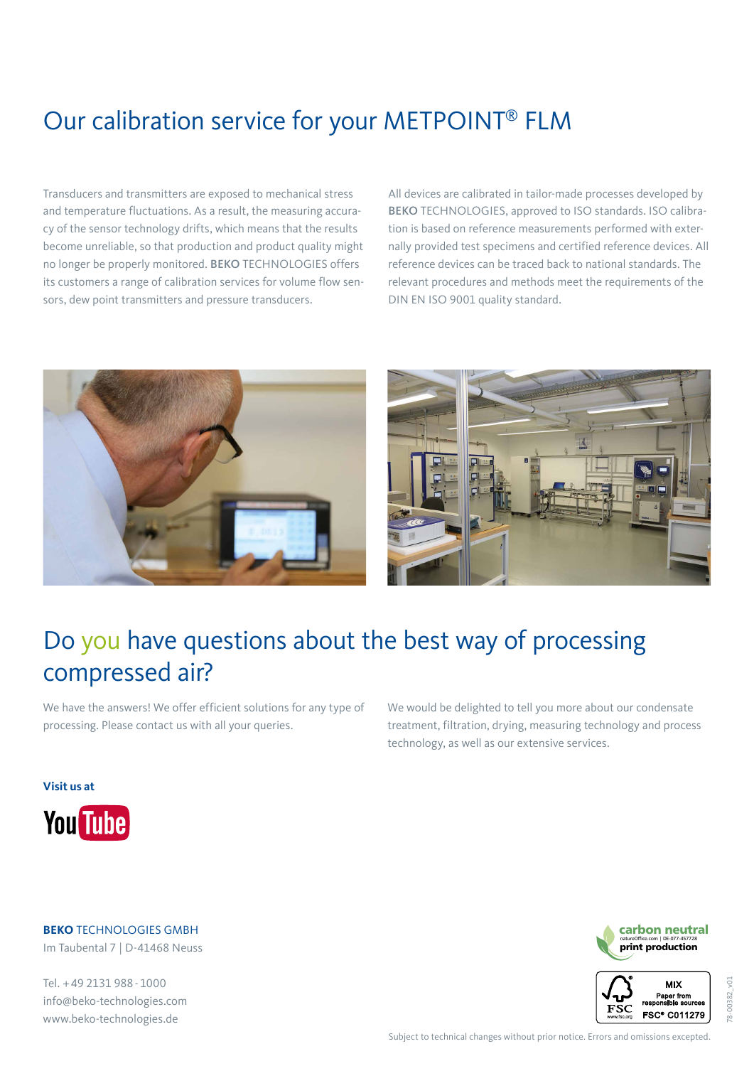# Our calibration service for your METPOINT® FLM

Transducers and transmitters are exposed to mechanical stress and temperature fluctuations. As a result, the measuring accuracy of the sensor technology drifts, which means that the results become unreliable, so that production and product quality might no longer be properly monitored. **BEKO** TECHNOLOGIES offers its customers a range of calibration services for volume flow sensors, dew point transmitters and pressure transducers.

All devices are calibrated in tailor-made processes developed by **BEKO** TECHNOLOGIES, approved to ISO standards. ISO calibration is based on reference measurements performed with externally provided test specimens and certified reference devices. All reference devices can be traced back to national standards. The relevant procedures and methods meet the requirements of the DIN EN ISO 9001 quality standard.

# Do you have questions about the best way of processing compressed air?

We have the answers! We offer efficient solutions for any type of processing. Please contact us with all your queries.

We would be delighted to tell you more about our condensate treatment, filtration, drying, measuring technology and process technology, as well as our extensive services.

**Visit us at**

YouTube

**BEKO** TECHNOLOGIES GMBH
Im Taubental 7 | D-41468 Neuss

Tel. +49 2131 988 - 1000
info@beko-technologies.com
www.beko-technologies.de

carbon neutral
natureOffice.com | DE-077-457728
print production

MIX
Paper from responsible sources
FSC® C011279

78-00382_v01

Subject to technical changes without prior notice. Errors and omissions excepted.